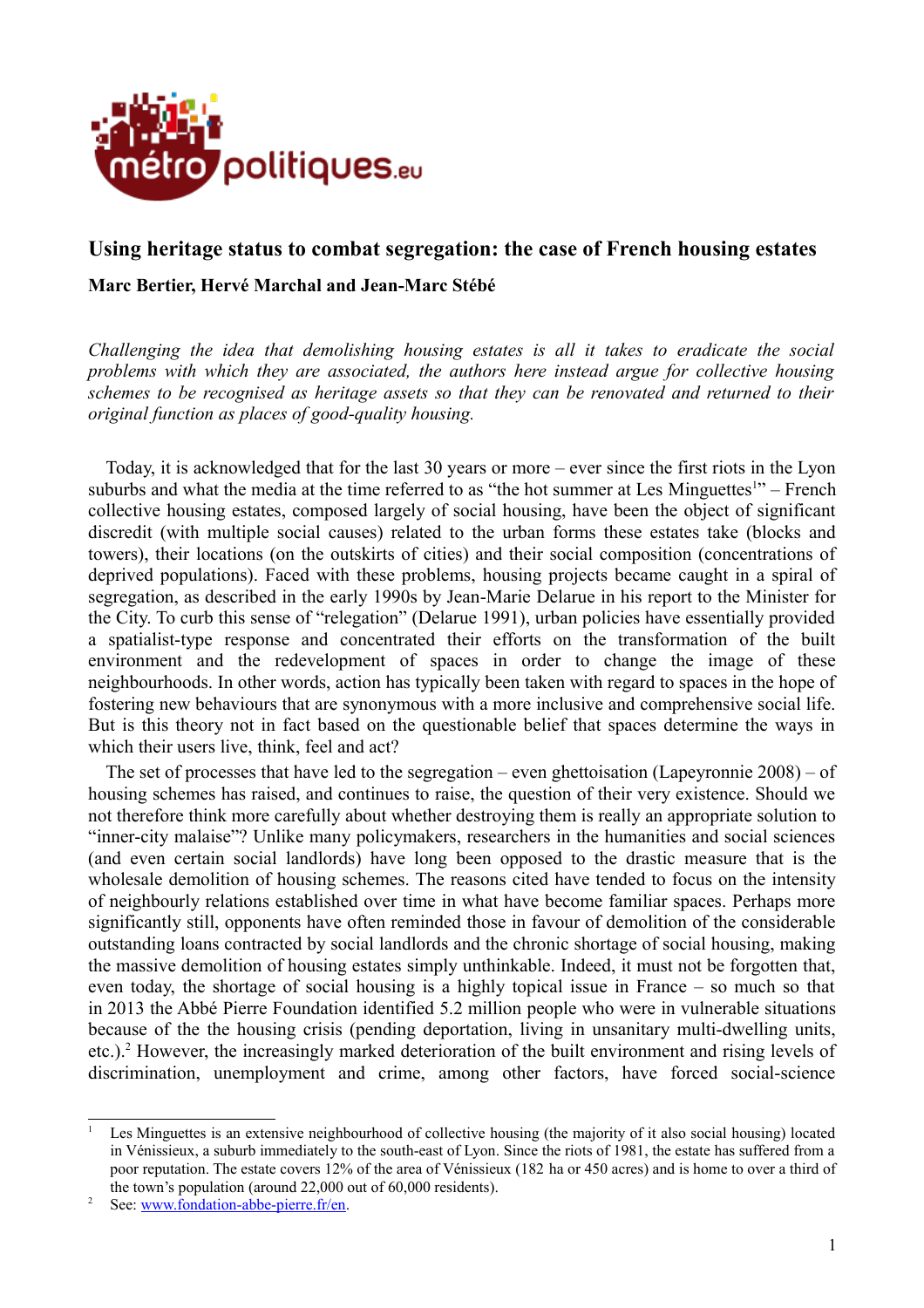# Using heritage status to combat segregation: the case of French housing estates

**Marc Bertier, Hervé Marchal and Jean-Marc Stébé**

*Challenging the idea that demolishing housing estates is all it takes to eradicate the social problems with which they are associated, the authors here instead argue for collective housing schemes to be recognised as heritage assets so that they can be renovated and returned to their original function as places of good-quality housing.*

Today, it is acknowledged that for the last 30 years or more – ever since the first riots in the Lyon suburbs and what the media at the time referred to as "the hot summer at Les Minguettes[1]" – French collective housing estates, composed largely of social housing, have been the object of significant discredit (with multiple social causes) related to the urban forms these estates take (blocks and towers), their locations (on the outskirts of cities) and their social composition (concentrations of deprived populations). Faced with these problems, housing projects became caught in a spiral of segregation, as described in the early 1990s by Jean-Marie Delarue in his report to the Minister for the City. To curb this sense of "relegation" (Delarue 1991), urban policies have essentially provided a spatialist-type response and concentrated their efforts on the transformation of the built environment and the redevelopment of spaces in order to change the image of these neighbourhoods. In other words, action has typically been taken with regard to spaces in the hope of fostering new behaviours that are synonymous with a more inclusive and comprehensive social life. But is this theory not in fact based on the questionable belief that spaces determine the ways in which their users live, think, feel and act?

The set of processes that have led to the segregation – even ghettoisation (Lapeyronnie 2008) – of housing schemes has raised, and continues to raise, the question of their very existence. Should we not therefore think more carefully about whether destroying them is really an appropriate solution to "inner-city malaise"? Unlike many policymakers, researchers in the humanities and social sciences (and even certain social landlords) have long been opposed to the drastic measure that is the wholesale demolition of housing schemes. The reasons cited have tended to focus on the intensity of neighbourly relations established over time in what have become familiar spaces. Perhaps more significantly still, opponents have often reminded those in favour of demolition of the considerable outstanding loans contracted by social landlords and the chronic shortage of social housing, making the massive demolition of housing estates simply unthinkable. Indeed, it must not be forgotten that, even today, the shortage of social housing is a highly topical issue in France – so much so that in 2013 the Abbé Pierre Foundation identified 5.2 million people who were in vulnerable situations because of the the housing crisis (pending deportation, living in unsanitary multi-dwelling units, etc.).[2] However, the increasingly marked deterioration of the built environment and rising levels of discrimination, unemployment and crime, among other factors, have forced social-science

---

[1] Les Minguettes is an extensive neighbourhood of collective housing (the majority of it also social housing) located in Vénissieux, a suburb immediately to the south-east of Lyon. Since the riots of 1981, the estate has suffered from a poor reputation. The estate covers 12% of the area of Vénissieux (182 ha or 450 acres) and is home to over a third of the town's population (around 22,000 out of 60,000 residents).

[2] See: www.fondation-abbe-pierre.fr/en.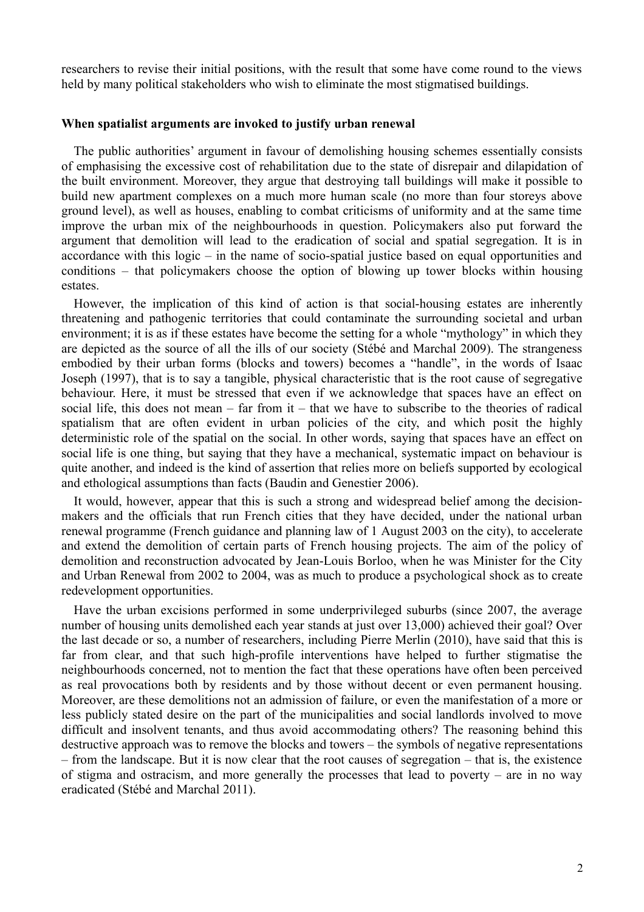researchers to revise their initial positions, with the result that some have come round to the views held by many political stakeholders who wish to eliminate the most stigmatised buildings.

**When spatialist arguments are invoked to justify urban renewal**

The public authorities' argument in favour of demolishing housing schemes essentially consists of emphasising the excessive cost of rehabilitation due to the state of disrepair and dilapidation of the built environment. Moreover, they argue that destroying tall buildings will make it possible to build new apartment complexes on a much more human scale (no more than four storeys above ground level), as well as houses, enabling to combat criticisms of uniformity and at the same time improve the urban mix of the neighbourhoods in question. Policymakers also put forward the argument that demolition will lead to the eradication of social and spatial segregation. It is in accordance with this logic – in the name of socio-spatial justice based on equal opportunities and conditions – that policymakers choose the option of blowing up tower blocks within housing estates.

However, the implication of this kind of action is that social-housing estates are inherently threatening and pathogenic territories that could contaminate the surrounding societal and urban environment; it is as if these estates have become the setting for a whole "mythology" in which they are depicted as the source of all the ills of our society (Stébé and Marchal 2009). The strangeness embodied by their urban forms (blocks and towers) becomes a "handle", in the words of Isaac Joseph (1997), that is to say a tangible, physical characteristic that is the root cause of segregative behaviour. Here, it must be stressed that even if we acknowledge that spaces have an effect on social life, this does not mean – far from it – that we have to subscribe to the theories of radical spatialism that are often evident in urban policies of the city, and which posit the highly deterministic role of the spatial on the social. In other words, saying that spaces have an effect on social life is one thing, but saying that they have a mechanical, systematic impact on behaviour is quite another, and indeed is the kind of assertion that relies more on beliefs supported by ecological and ethological assumptions than facts (Baudin and Genestier 2006).

It would, however, appear that this is such a strong and widespread belief among the decision-makers and the officials that run French cities that they have decided, under the national urban renewal programme (French guidance and planning law of 1 August 2003 on the city), to accelerate and extend the demolition of certain parts of French housing projects. The aim of the policy of demolition and reconstruction advocated by Jean-Louis Borloo, when he was Minister for the City and Urban Renewal from 2002 to 2004, was as much to produce a psychological shock as to create redevelopment opportunities.

Have the urban excisions performed in some underprivileged suburbs (since 2007, the average number of housing units demolished each year stands at just over 13,000) achieved their goal? Over the last decade or so, a number of researchers, including Pierre Merlin (2010), have said that this is far from clear, and that such high-profile interventions have helped to further stigmatise the neighbourhoods concerned, not to mention the fact that these operations have often been perceived as real provocations both by residents and by those without decent or even permanent housing. Moreover, are these demolitions not an admission of failure, or even the manifestation of a more or less publicly stated desire on the part of the municipalities and social landlords involved to move difficult and insolvent tenants, and thus avoid accommodating others? The reasoning behind this destructive approach was to remove the blocks and towers – the symbols of negative representations – from the landscape. But it is now clear that the root causes of segregation – that is, the existence of stigma and ostracism, and more generally the processes that lead to poverty – are in no way eradicated (Stébé and Marchal 2011).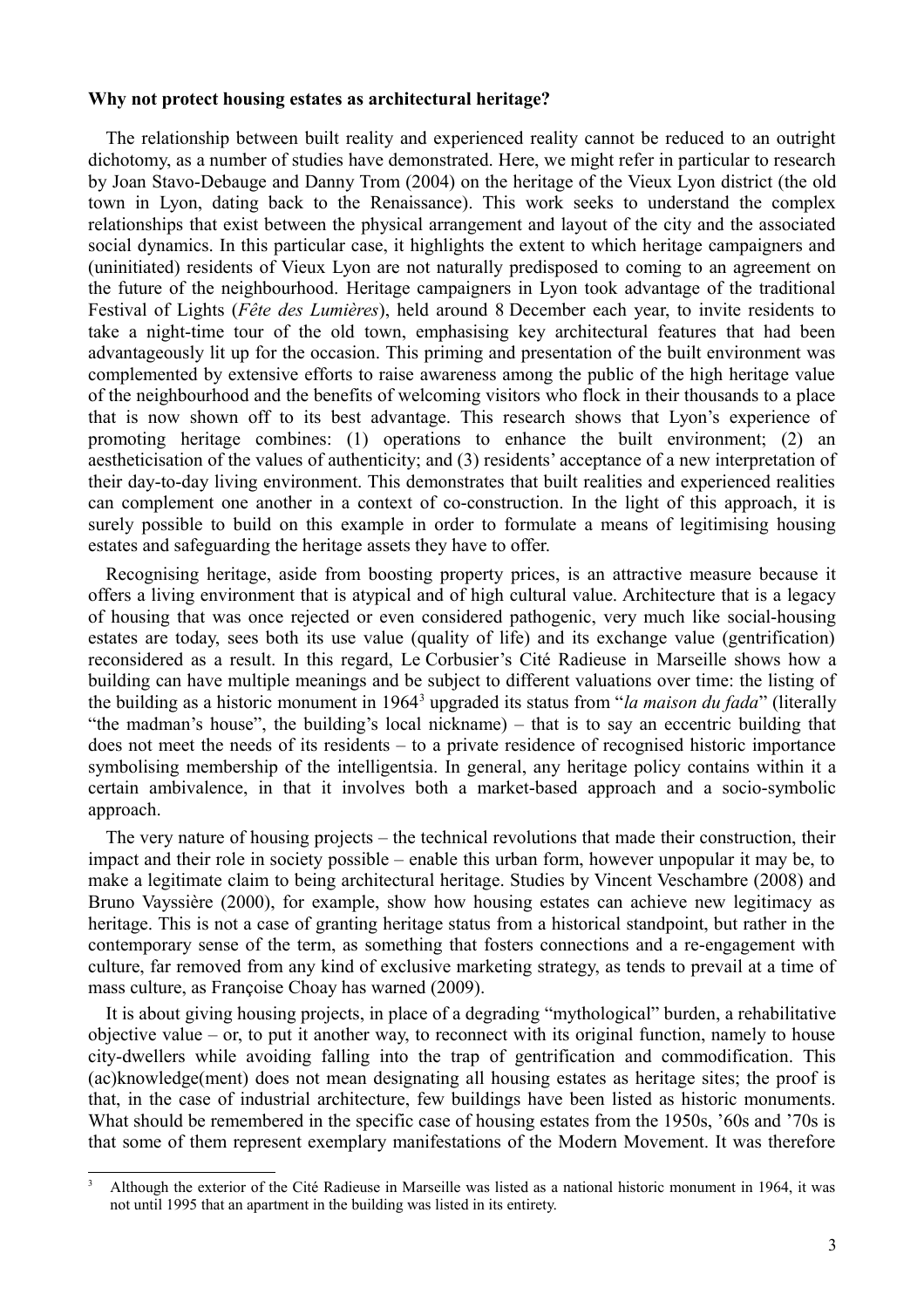**Why not protect housing estates as architectural heritage?**

The relationship between built reality and experienced reality cannot be reduced to an outright dichotomy, as a number of studies have demonstrated. Here, we might refer in particular to research by Joan Stavo-Debauge and Danny Trom (2004) on the heritage of the Vieux Lyon district (the old town in Lyon, dating back to the Renaissance). This work seeks to understand the complex relationships that exist between the physical arrangement and layout of the city and the associated social dynamics. In this particular case, it highlights the extent to which heritage campaigners and (uninitiated) residents of Vieux Lyon are not naturally predisposed to coming to an agreement on the future of the neighbourhood. Heritage campaigners in Lyon took advantage of the traditional Festival of Lights (*Fête des Lumières*), held around 8 December each year, to invite residents to take a night-time tour of the old town, emphasising key architectural features that had been advantageously lit up for the occasion. This priming and presentation of the built environment was complemented by extensive efforts to raise awareness among the public of the high heritage value of the neighbourhood and the benefits of welcoming visitors who flock in their thousands to a place that is now shown off to its best advantage. This research shows that Lyon's experience of promoting heritage combines: (1) operations to enhance the built environment; (2) an aestheticisation of the values of authenticity; and (3) residents' acceptance of a new interpretation of their day-to-day living environment. This demonstrates that built realities and experienced realities can complement one another in a context of co-construction. In the light of this approach, it is surely possible to build on this example in order to formulate a means of legitimising housing estates and safeguarding the heritage assets they have to offer.

Recognising heritage, aside from boosting property prices, is an attractive measure because it offers a living environment that is atypical and of high cultural value. Architecture that is a legacy of housing that was once rejected or even considered pathogenic, very much like social-housing estates are today, sees both its use value (quality of life) and its exchange value (gentrification) reconsidered as a result. In this regard, Le Corbusier's Cité Radieuse in Marseille shows how a building can have multiple meanings and be subject to different valuations over time: the listing of the building as a historic monument in 1964[3] upgraded its status from "*la maison du fada*" (literally "the madman's house", the building's local nickname) – that is to say an eccentric building that does not meet the needs of its residents – to a private residence of recognised historic importance symbolising membership of the intelligentsia. In general, any heritage policy contains within it a certain ambivalence, in that it involves both a market-based approach and a socio-symbolic approach.

The very nature of housing projects – the technical revolutions that made their construction, their impact and their role in society possible – enable this urban form, however unpopular it may be, to make a legitimate claim to being architectural heritage. Studies by Vincent Veschambre (2008) and Bruno Vayssière (2000), for example, show how housing estates can achieve new legitimacy as heritage. This is not a case of granting heritage status from a historical standpoint, but rather in the contemporary sense of the term, as something that fosters connections and a re-engagement with culture, far removed from any kind of exclusive marketing strategy, as tends to prevail at a time of mass culture, as Françoise Choay has warned (2009).

It is about giving housing projects, in place of a degrading "mythological" burden, a rehabilitative objective value – or, to put it another way, to reconnect with its original function, namely to house city-dwellers while avoiding falling into the trap of gentrification and commodification. This (ac)knowledge(ment) does not mean designating all housing estates as heritage sites; the proof is that, in the case of industrial architecture, few buildings have been listed as historic monuments. What should be remembered in the specific case of housing estates from the 1950s, '60s and '70s is that some of them represent exemplary manifestations of the Modern Movement. It was therefore

[3] Although the exterior of the Cité Radieuse in Marseille was listed as a national historic monument in 1964, it was not until 1995 that an apartment in the building was listed in its entirety.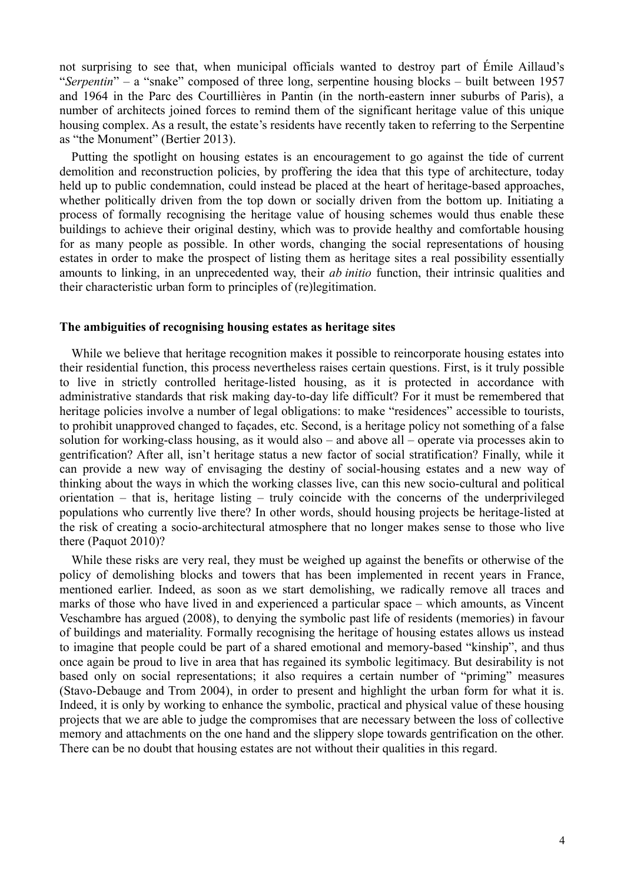not surprising to see that, when municipal officials wanted to destroy part of Émile Aillaud's "*Serpentin*" – a "snake" composed of three long, serpentine housing blocks – built between 1957 and 1964 in the Parc des Courtillières in Pantin (in the north-eastern inner suburbs of Paris), a number of architects joined forces to remind them of the significant heritage value of this unique housing complex. As a result, the estate's residents have recently taken to referring to the Serpentine as "the Monument" (Bertier 2013).

Putting the spotlight on housing estates is an encouragement to go against the tide of current demolition and reconstruction policies, by proffering the idea that this type of architecture, today held up to public condemnation, could instead be placed at the heart of heritage-based approaches, whether politically driven from the top down or socially driven from the bottom up. Initiating a process of formally recognising the heritage value of housing schemes would thus enable these buildings to achieve their original destiny, which was to provide healthy and comfortable housing for as many people as possible. In other words, changing the social representations of housing estates in order to make the prospect of listing them as heritage sites a real possibility essentially amounts to linking, in an unprecedented way, their *ab initio* function, their intrinsic qualities and their characteristic urban form to principles of (re)legitimation.

**The ambiguities of recognising housing estates as heritage sites**

While we believe that heritage recognition makes it possible to reincorporate housing estates into their residential function, this process nevertheless raises certain questions. First, is it truly possible to live in strictly controlled heritage-listed housing, as it is protected in accordance with administrative standards that risk making day-to-day life difficult? For it must be remembered that heritage policies involve a number of legal obligations: to make "residences" accessible to tourists, to prohibit unapproved changed to façades, etc. Second, is a heritage policy not something of a false solution for working-class housing, as it would also – and above all – operate via processes akin to gentrification? After all, isn't heritage status a new factor of social stratification? Finally, while it can provide a new way of envisaging the destiny of social-housing estates and a new way of thinking about the ways in which the working classes live, can this new socio-cultural and political orientation – that is, heritage listing – truly coincide with the concerns of the underprivileged populations who currently live there? In other words, should housing projects be heritage-listed at the risk of creating a socio-architectural atmosphere that no longer makes sense to those who live there (Paquot 2010)?

While these risks are very real, they must be weighed up against the benefits or otherwise of the policy of demolishing blocks and towers that has been implemented in recent years in France, mentioned earlier. Indeed, as soon as we start demolishing, we radically remove all traces and marks of those who have lived in and experienced a particular space – which amounts, as Vincent Veschambre has argued (2008), to denying the symbolic past life of residents (memories) in favour of buildings and materiality. Formally recognising the heritage of housing estates allows us instead to imagine that people could be part of a shared emotional and memory-based "kinship", and thus once again be proud to live in area that has regained its symbolic legitimacy. But desirability is not based only on social representations; it also requires a certain number of "priming" measures (Stavo-Debauge and Trom 2004), in order to present and highlight the urban form for what it is. Indeed, it is only by working to enhance the symbolic, practical and physical value of these housing projects that we are able to judge the compromises that are necessary between the loss of collective memory and attachments on the one hand and the slippery slope towards gentrification on the other. There can be no doubt that housing estates are not without their qualities in this regard.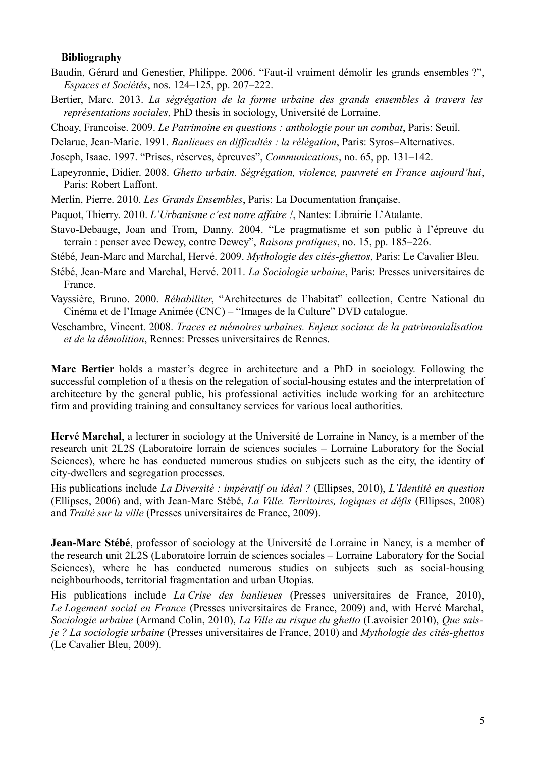**Bibliography**

Baudin, Gérard and Genestier, Philippe. 2006. "Faut-il vraiment démolir les grands ensembles ?", *Espaces et Sociétés*, nos. 124–125, pp. 207–222.

Bertier, Marc. 2013. *La ségrégation de la forme urbaine des grands ensembles à travers les représentations sociales*, PhD thesis in sociology, Université de Lorraine.

Choay, Francoise. 2009. *Le Patrimoine en questions : anthologie pour un combat*, Paris: Seuil.

Delarue, Jean-Marie. 1991. *Banlieues en difficultés : la rélégation*, Paris: Syros–Alternatives.

Joseph, Isaac. 1997. "Prises, réserves, épreuves", *Communications*, no. 65, pp. 131–142.

Lapeyronnie, Didier. 2008. *Ghetto urbain. Ségrégation, violence, pauvreté en France aujourd'hui*, Paris: Robert Laffont.

Merlin, Pierre. 2010. *Les Grands Ensembles*, Paris: La Documentation française.

Paquot, Thierry. 2010. *L'Urbanisme c'est notre affaire !*, Nantes: Librairie L'Atalante.

Stavo-Debauge, Joan and Trom, Danny. 2004. "Le pragmatisme et son public à l'épreuve du terrain : penser avec Dewey, contre Dewey", *Raisons pratiques*, no. 15, pp. 185–226.

Stébé, Jean-Marc and Marchal, Hervé. 2009. *Mythologie des cités-ghettos*, Paris: Le Cavalier Bleu.

Stébé, Jean-Marc and Marchal, Hervé. 2011. *La Sociologie urbaine*, Paris: Presses universitaires de France.

Vayssière, Bruno. 2000. *Réhabiliter*, "Architectures de l'habitat" collection, Centre National du Cinéma et de l'Image Animée (CNC) – "Images de la Culture" DVD catalogue.

Veschambre, Vincent. 2008. *Traces et mémoires urbaines. Enjeux sociaux de la patrimonialisation et de la démolition*, Rennes: Presses universitaires de Rennes.

**Marc Bertier** holds a master's degree in architecture and a PhD in sociology. Following the successful completion of a thesis on the relegation of social-housing estates and the interpretation of architecture by the general public, his professional activities include working for an architecture firm and providing training and consultancy services for various local authorities.

**Hervé Marchal**, a lecturer in sociology at the Université de Lorraine in Nancy, is a member of the research unit 2L2S (Laboratoire lorrain de sciences sociales – Lorraine Laboratory for the Social Sciences), where he has conducted numerous studies on subjects such as the city, the identity of city-dwellers and segregation processes.

His publications include *La Diversité : impératif ou idéal ?* (Ellipses, 2010), *L'Identité en question* (Ellipses, 2006) and, with Jean-Marc Stébé, *La Ville. Territoires, logiques et défis* (Ellipses, 2008) and *Traité sur la ville* (Presses universitaires de France, 2009).

**Jean-Marc Stébé**, professor of sociology at the Université de Lorraine in Nancy, is a member of the research unit 2L2S (Laboratoire lorrain de sciences sociales – Lorraine Laboratory for the Social Sciences), where he has conducted numerous studies on subjects such as social-housing neighbourhoods, territorial fragmentation and urban Utopias.

His publications include *La Crise des banlieues* (Presses universitaires de France, 2010), *Le Logement social en France* (Presses universitaires de France, 2009) and, with Hervé Marchal, *Sociologie urbaine* (Armand Colin, 2010), *La Ville au risque du ghetto* (Lavoisier 2010), *Que sais-je ? La sociologie urbaine* (Presses universitaires de France, 2010) and *Mythologie des cités-ghettos* (Le Cavalier Bleu, 2009).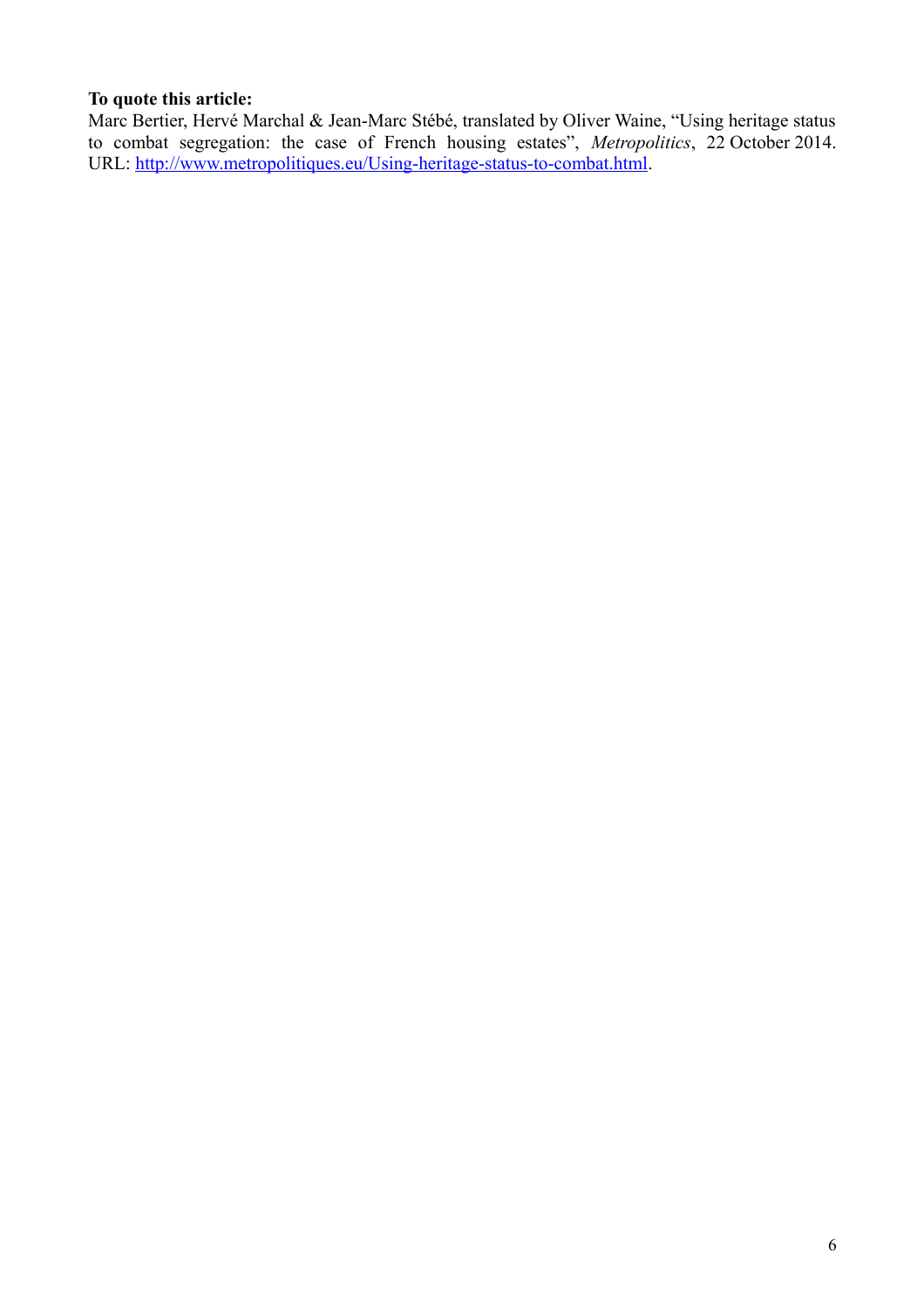**To quote this article:**

Marc Bertier, Hervé Marchal & Jean-Marc Stébé, translated by Oliver Waine, "Using heritage status to combat segregation: the case of French housing estates", *Metropolitics*, 22 October 2014. URL: http://www.metropolitiques.eu/Using-heritage-status-to-combat.html.